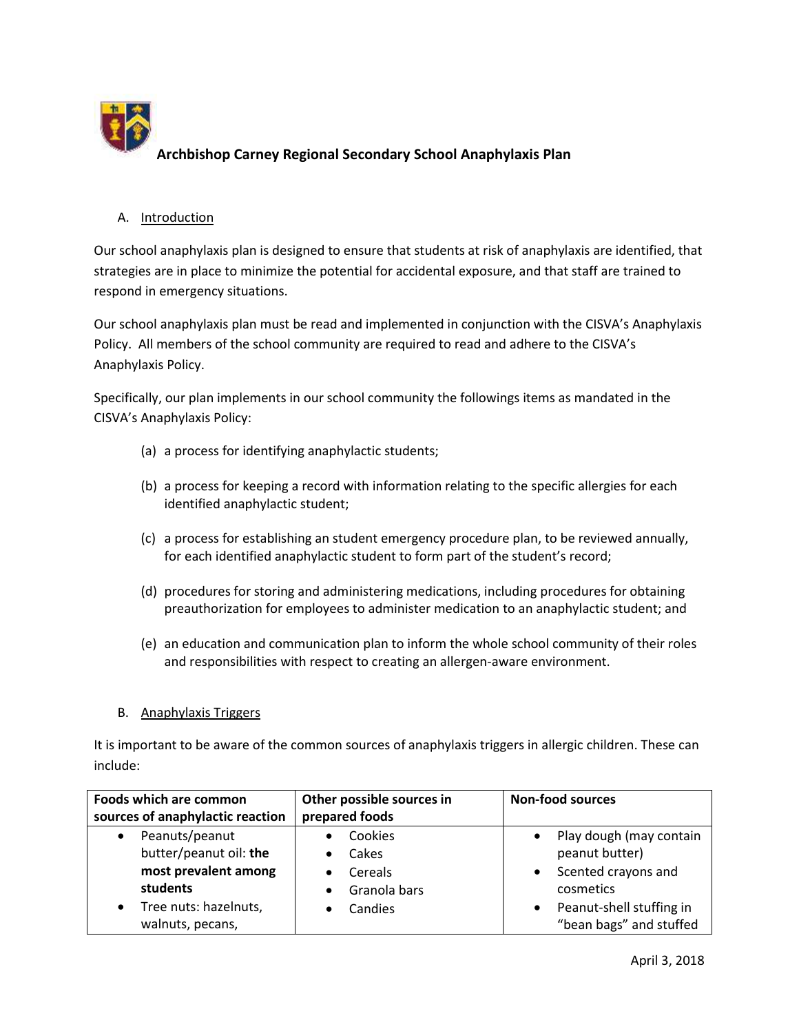# Archbishop Carney Regional Secondary School Anaphylaxis Plan

A. Introduction

Our school anaphylaxis plan is designed to ensure that students at risk of anaphylaxis are identified, that strategies are in place to minimize the potential for accidental exposure, and that staff are trained to respond in emergency situations.

Our school anaphylaxis plan must be read and implemented in conjunction with the CISVA's Anaphylaxis Policy. All members of the school community are required to read and adhere to the CISVA's Anaphylaxis Policy.

Specifically, our plan implements in our school community the followings items as mandated in the CISVA's Anaphylaxis Policy:

(a) a process for identifying anaphylactic students;

(b) a process for keeping a record with information relating to the specific allergies for each identified anaphylactic student;

(c) a process for establishing an student emergency procedure plan, to be reviewed annually, for each identified anaphylactic student to form part of the student's record;

(d) procedures for storing and administering medications, including procedures for obtaining preauthorization for employees to administer medication to an anaphylactic student; and

(e) an education and communication plan to inform the whole school community of their roles and responsibilities with respect to creating an allergen-aware environment.

B. Anaphylaxis Triggers

It is important to be aware of the common sources of anaphylaxis triggers in allergic children. These can include:

| Foods which are common sources of anaphylactic reaction | Other possible sources in prepared foods | Non-food sources |
|---|---|---|
| • Peanuts/peanut butter/peanut oil: **the most prevalent among students**<br>• Tree nuts: hazelnuts, walnuts, pecans, | • Cookies<br>• Cakes<br>• Cereals<br>• Granola bars<br>• Candies | • Play dough (may contain peanut butter)<br>• Scented crayons and cosmetics<br>• Peanut-shell stuffing in "bean bags" and stuffed |

April 3, 2018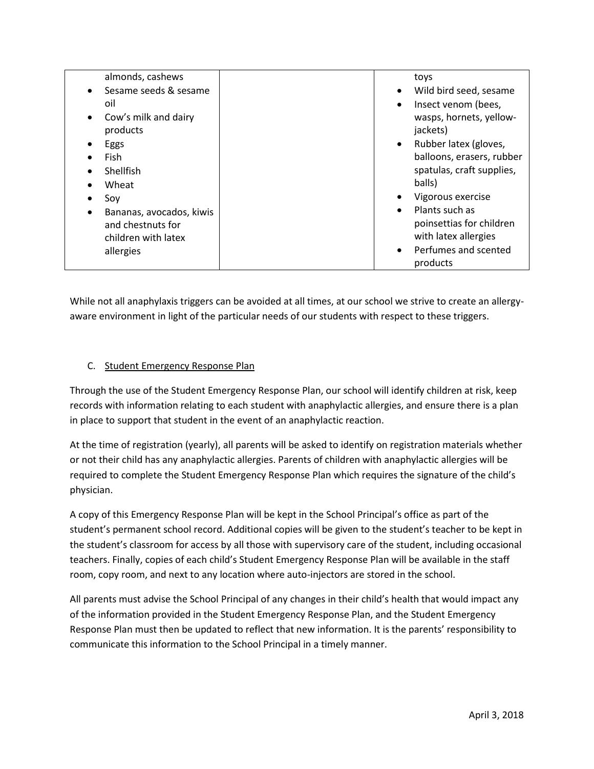| | | |
|---|---|---|
| almonds, cashews<br>• Sesame seeds & sesame oil<br>• Cow's milk and dairy products<br>• Eggs<br>• Fish<br>• Shellfish<br>• Wheat<br>• Soy<br>• Bananas, avocados, kiwis and chestnuts for children with latex allergies | | toys<br>• Wild bird seed, sesame<br>• Insect venom (bees, wasps, hornets, yellow-jackets)<br>• Rubber latex (gloves, balloons, erasers, rubber spatulas, craft supplies, balls)<br>• Vigorous exercise<br>• Plants such as poinsettias for children with latex allergies<br>• Perfumes and scented products |

While not all anaphylaxis triggers can be avoided at all times, at our school we strive to create an allergy-aware environment in light of the particular needs of our students with respect to these triggers.

C. Student Emergency Response Plan

Through the use of the Student Emergency Response Plan, our school will identify children at risk, keep records with information relating to each student with anaphylactic allergies, and ensure there is a plan in place to support that student in the event of an anaphylactic reaction.

At the time of registration (yearly), all parents will be asked to identify on registration materials whether or not their child has any anaphylactic allergies. Parents of children with anaphylactic allergies will be required to complete the Student Emergency Response Plan which requires the signature of the child's physician.

A copy of this Emergency Response Plan will be kept in the School Principal's office as part of the student's permanent school record. Additional copies will be given to the student's teacher to be kept in the student's classroom for access by all those with supervisory care of the student, including occasional teachers. Finally, copies of each child's Student Emergency Response Plan will be available in the staff room, copy room, and next to any location where auto-injectors are stored in the school.

All parents must advise the School Principal of any changes in their child's health that would impact any of the information provided in the Student Emergency Response Plan, and the Student Emergency Response Plan must then be updated to reflect that new information. It is the parents' responsibility to communicate this information to the School Principal in a timely manner.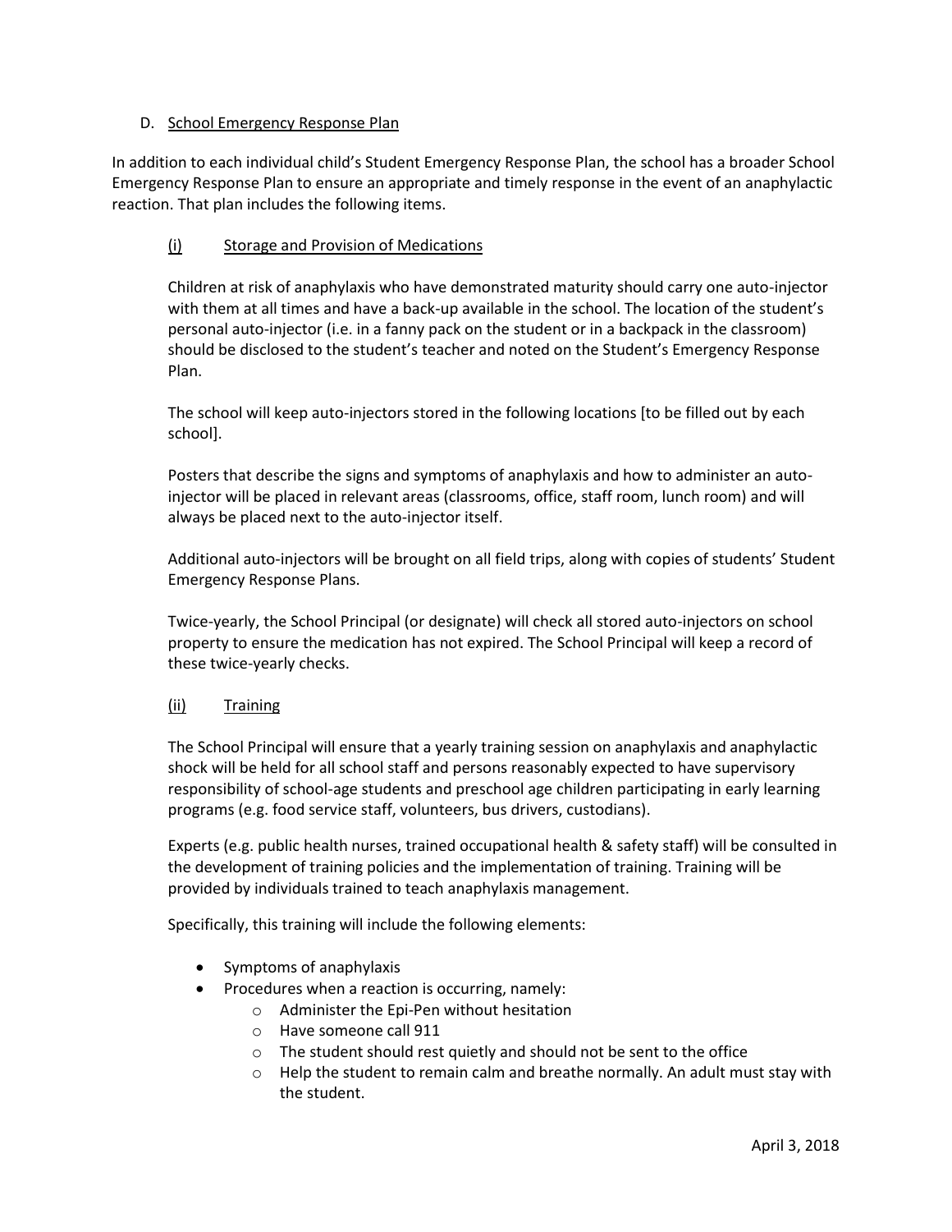### D. <u>School Emergency Response Plan</u>

In addition to each individual child's Student Emergency Response Plan, the school has a broader School Emergency Response Plan to ensure an appropriate and timely response in the event of an anaphylactic reaction. That plan includes the following items.

#### <u>(i) Storage and Provision of Medications</u>

Children at risk of anaphylaxis who have demonstrated maturity should carry one auto-injector with them at all times and have a back-up available in the school. The location of the student's personal auto-injector (i.e. in a fanny pack on the student or in a backpack in the classroom) should be disclosed to the student's teacher and noted on the Student's Emergency Response Plan.

The school will keep auto-injectors stored in the following locations [to be filled out by each school].

Posters that describe the signs and symptoms of anaphylaxis and how to administer an auto-injector will be placed in relevant areas (classrooms, office, staff room, lunch room) and will always be placed next to the auto-injector itself.

Additional auto-injectors will be brought on all field trips, along with copies of students' Student Emergency Response Plans.

Twice-yearly, the School Principal (or designate) will check all stored auto-injectors on school property to ensure the medication has not expired. The School Principal will keep a record of these twice-yearly checks.

#### <u>(ii) Training</u>

The School Principal will ensure that a yearly training session on anaphylaxis and anaphylactic shock will be held for all school staff and persons reasonably expected to have supervisory responsibility of school-age students and preschool age children participating in early learning programs (e.g. food service staff, volunteers, bus drivers, custodians).

Experts (e.g. public health nurses, trained occupational health & safety staff) will be consulted in the development of training policies and the implementation of training. Training will be provided by individuals trained to teach anaphylaxis management.

Specifically, this training will include the following elements:

- Symptoms of anaphylaxis
- Procedures when a reaction is occurring, namely:
  - Administer the Epi-Pen without hesitation
  - Have someone call 911
  - The student should rest quietly and should not be sent to the office
  - Help the student to remain calm and breathe normally. An adult must stay with the student.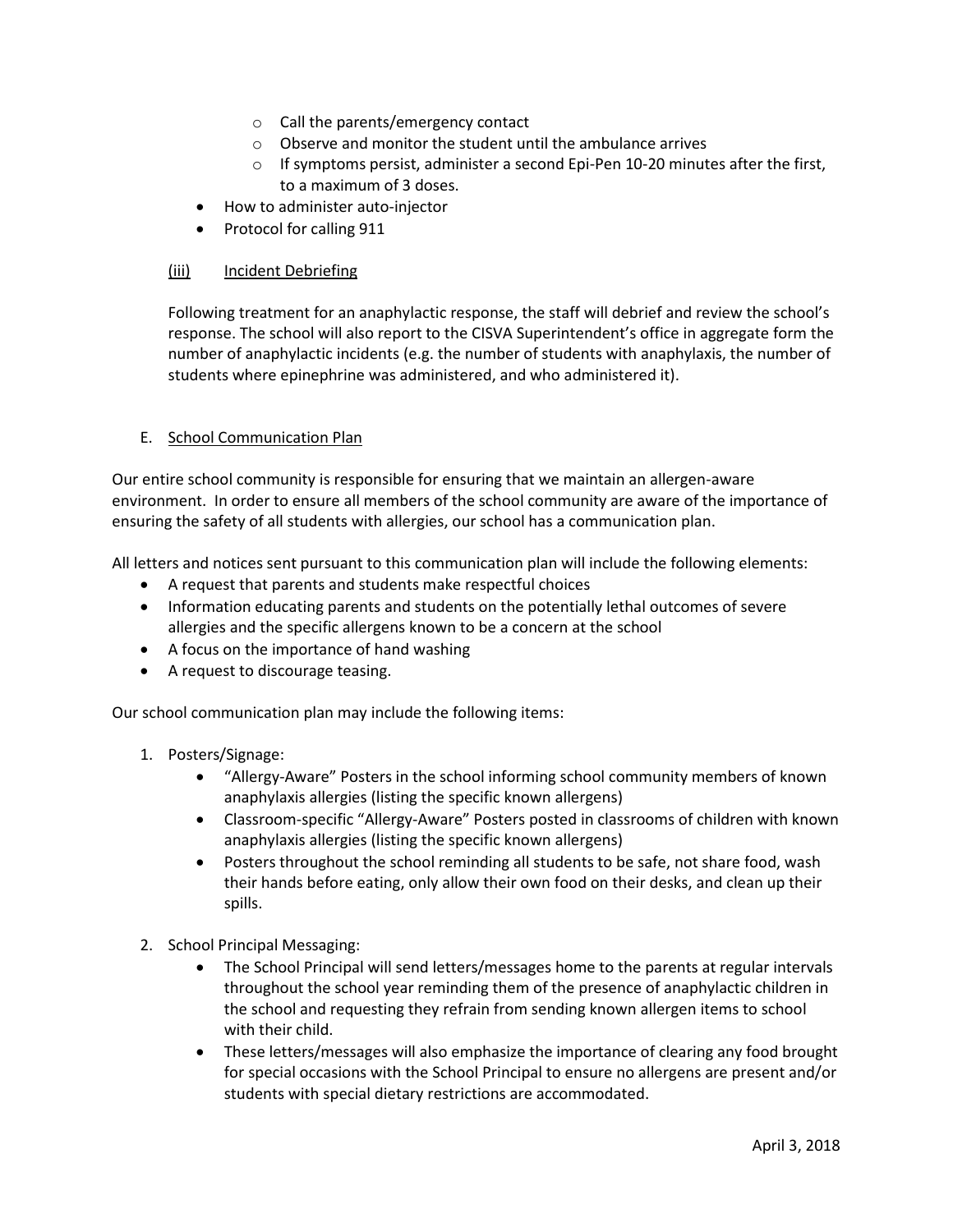- Call the parents/emergency contact
   - Observe and monitor the student until the ambulance arrives
   - If symptoms persist, administer a second Epi-Pen 10-20 minutes after the first, to a maximum of 3 doses.
- How to administer auto-injector
- Protocol for calling 911

### (iii) Incident Debriefing

Following treatment for an anaphylactic response, the staff will debrief and review the school's response. The school will also report to the CISVA Superintendent's office in aggregate form the number of anaphylactic incidents (e.g. the number of students with anaphylaxis, the number of students where epinephrine was administered, and who administered it).

## E. School Communication Plan

Our entire school community is responsible for ensuring that we maintain an allergen-aware environment. In order to ensure all members of the school community are aware of the importance of ensuring the safety of all students with allergies, our school has a communication plan.

All letters and notices sent pursuant to this communication plan will include the following elements:

- A request that parents and students make respectful choices
- Information educating parents and students on the potentially lethal outcomes of severe allergies and the specific allergens known to be a concern at the school
- A focus on the importance of hand washing
- A request to discourage teasing.

Our school communication plan may include the following items:

1. Posters/Signage:
   - "Allergy-Aware" Posters in the school informing school community members of known anaphylaxis allergies (listing the specific known allergens)
   - Classroom-specific "Allergy-Aware" Posters posted in classrooms of children with known anaphylaxis allergies (listing the specific known allergens)
   - Posters throughout the school reminding all students to be safe, not share food, wash their hands before eating, only allow their own food on their desks, and clean up their spills.
2. School Principal Messaging:
   - The School Principal will send letters/messages home to the parents at regular intervals throughout the school year reminding them of the presence of anaphylactic children in the school and requesting they refrain from sending known allergen items to school with their child.
   - These letters/messages will also emphasize the importance of clearing any food brought for special occasions with the School Principal to ensure no allergens are present and/or students with special dietary restrictions are accommodated.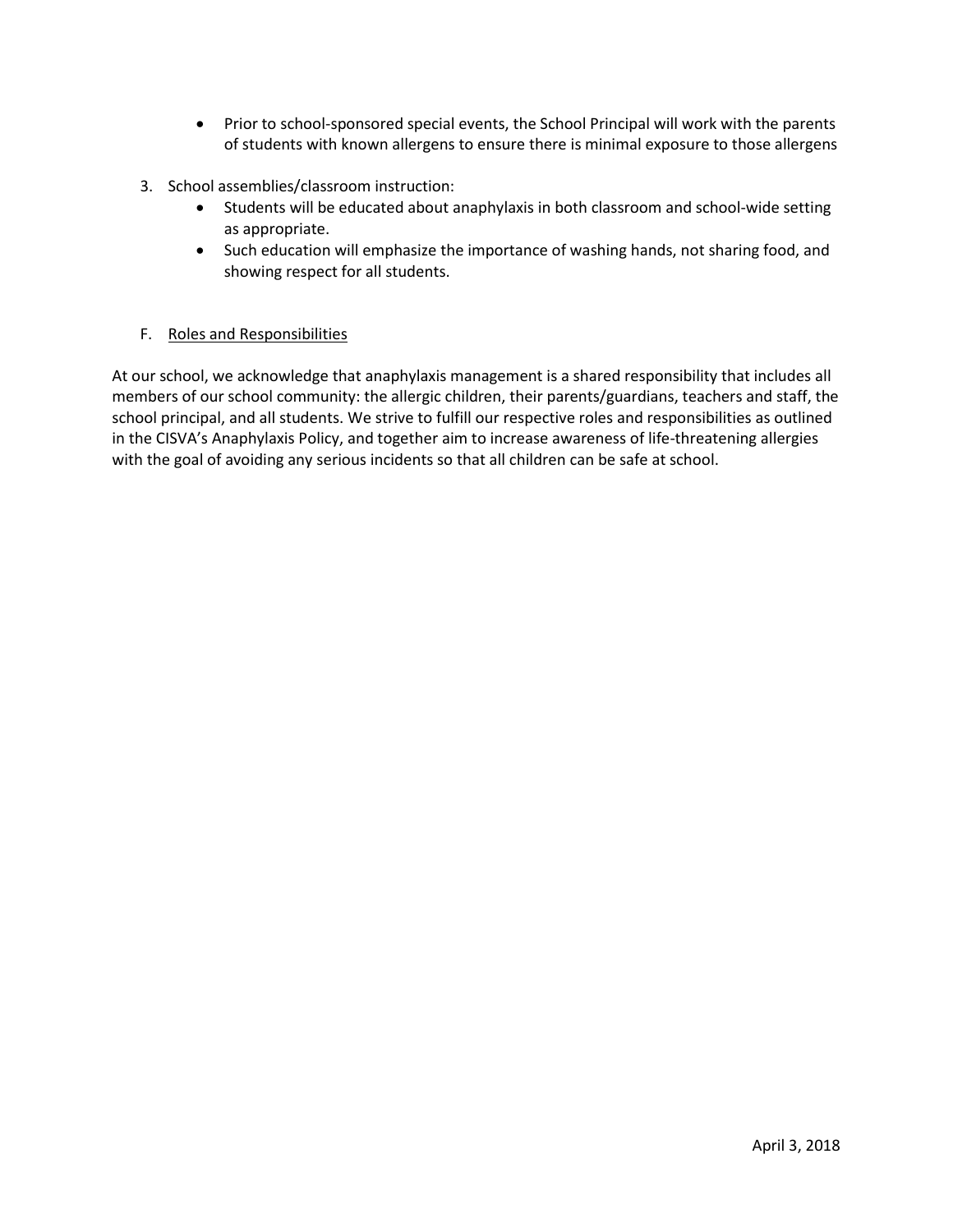- Prior to school-sponsored special events, the School Principal will work with the parents of students with known allergens to ensure there is minimal exposure to those allergens

3. School assemblies/classroom instruction:
    - Students will be educated about anaphylaxis in both classroom and school-wide setting as appropriate.
    - Such education will emphasize the importance of washing hands, not sharing food, and showing respect for all students.

F. <u>Roles and Responsibilities</u>

At our school, we acknowledge that anaphylaxis management is a shared responsibility that includes all members of our school community: the allergic children, their parents/guardians, teachers and staff, the school principal, and all students. We strive to fulfill our respective roles and responsibilities as outlined in the CISVA's Anaphylaxis Policy, and together aim to increase awareness of life-threatening allergies with the goal of avoiding any serious incidents so that all children can be safe at school.

April 3, 2018